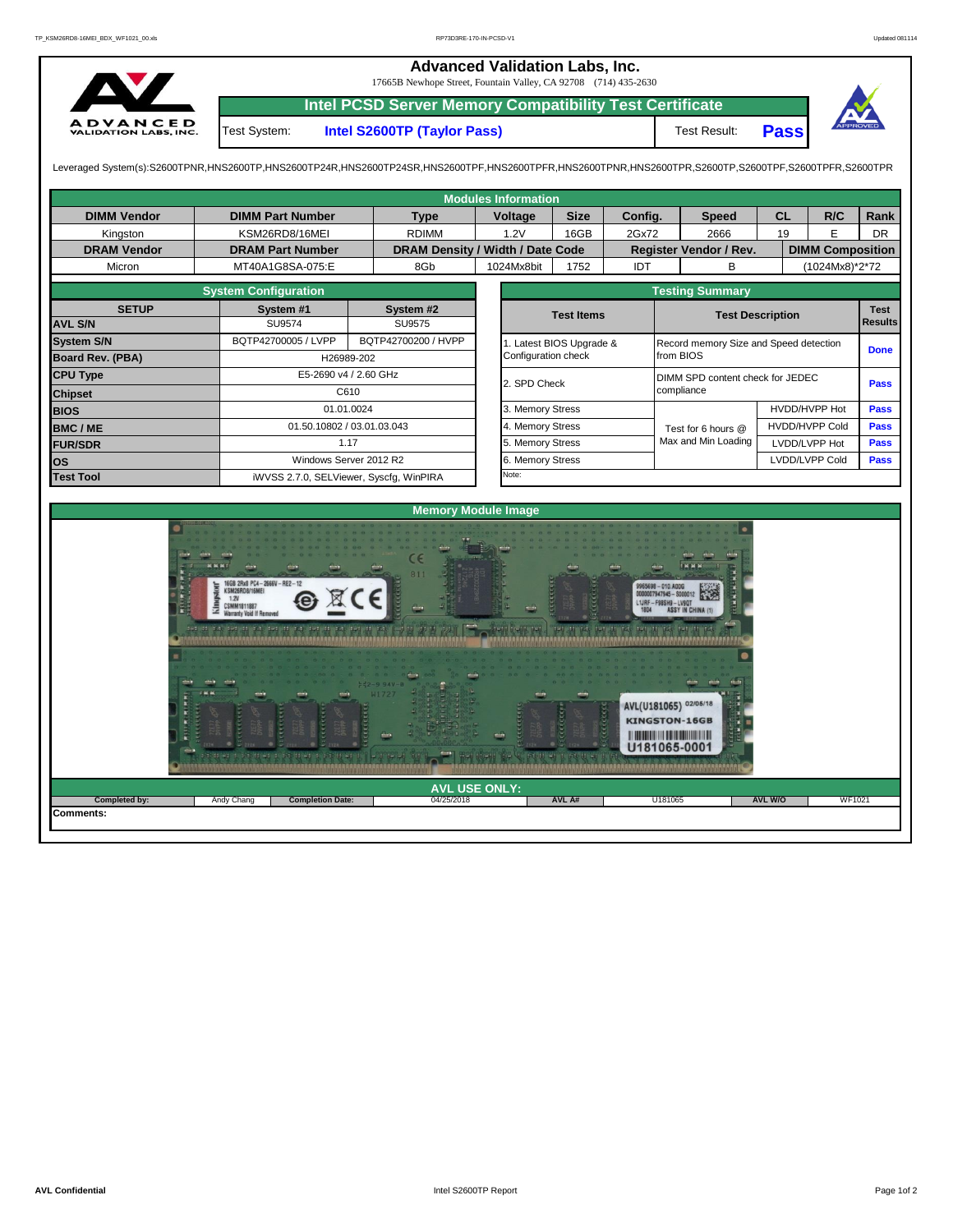# Advanced Validation Labs, Inc.

17665B Newhope Street, Fountain Valley, CA 92708 (714) 435-2630

## Intel PCSD Server Memory Compatibility Test Certificate

Test System: **Intel S2600TP (Taylor Pass)** Test Result: **Pass**

Leveraged System(s):S2600TPNR,HNS2600TP,HNS2600TP24R,HNS2600TP24SR,HNS2600TPF,HNS2600TPFR,HNS2600TPNR,HNS2600TPR,S2600TP,S2600TPF,S2600TPFR,S2600TPR

### Modules Information

| DIMM Vendor | DIMM Part Number | Type | Voltage | Size | Config. | Speed | CL | R/C | Rank |
|---|---|---|---|---|---|---|---|---|---|
| Kingston | KSM26RD8/16MEI | RDIMM | 1.2V | 16GB | 2Gx72 | 2666 | 19 | E | DR |
| **DRAM Vendor** | **DRAM Part Number** | **DRAM Density / Width / Date Code** | | | **Register Vendor / Rev.** | | **DIMM Composition** | | |
| Micron | MT40A1G8SA-075:E | 8Gb | 1024Mx8bit | 1752 | IDT | B | (1024Mx8)*2*72 | | |

### System Configuration

| SETUP | System #1 | System #2 |
|---|---|---|
| AVL S/N | SU9574 | SU9575 |
| System S/N | BQTP42700005 / LVPP | BQTP42700200 / HVPP |
| Board Rev. (PBA) | H26989-202 | |
| CPU Type | E5-2690 v4 / 2.60 GHz | |
| Chipset | C610 | |
| BIOS | 01.01.0024 | |
| BMC / ME | 01.50.10802 / 03.01.03.043 | |
| FUR/SDR | 1.17 | |
| OS | Windows Server 2012 R2 | |
| Test Tool | iWVSS 2.7.0, SELViewer, Syscfg, WinPIRA | |

### Testing Summary

| Test Items | Test Description | | Test Results |
|---|---|---|---|
| 1. Latest BIOS Upgrade & Configuration check | Record memory Size and Speed detection from BIOS | | Done |
| 2. SPD Check | DIMM SPD content check for JEDEC compliance | | Pass |
| 3. Memory Stress | Test for 6 hours @ Max and Min Loading | HVDD/HVPP Hot | Pass |
| 4. Memory Stress | | HVDD/HVPP Cold | Pass |
| 5. Memory Stress | | LVDD/LVPP Hot | Pass |
| 6. Memory Stress | | LVDD/LVPP Cold | Pass |
| Note: | | | |

### Memory Module Image

### AVL USE ONLY:

| Completed by: | Andy Chang | Completion Date: | 04/25/2018 | AVL A# | U181065 | AVL W/O | WF1021 |
|---|---|---|---|---|---|---|---|

Comments: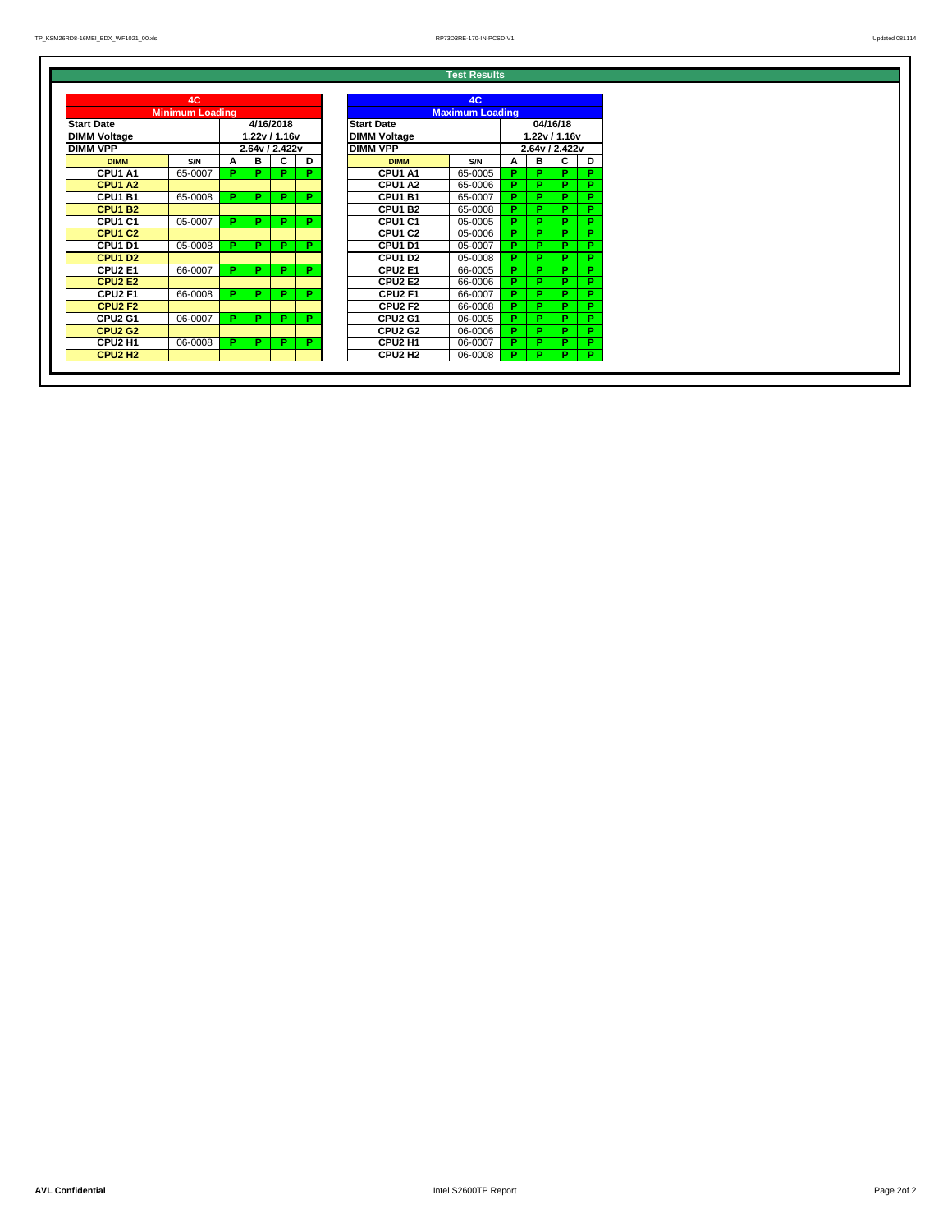## Test Results

| 4C Minimum Loading | | | | | |
|---|---|---|---|---|---|
| **Start Date** | | **4/16/2018** | | | |
| **DIMM Voltage** | | **1.22v / 1.16v** | | | |
| **DIMM VPP** | | **2.64v / 2.422v** | | | |
| **DIMM** | **S/N** | **A** | **B** | **C** | **D** |
| **CPU1 A1** | 65-0007 | P | P | P | P |
| **CPU1 A2** | | | | | |
| **CPU1 B1** | 65-0008 | P | P | P | P |
| **CPU1 B2** | | | | | |
| **CPU1 C1** | 05-0007 | P | P | P | P |
| **CPU1 C2** | | | | | |
| **CPU1 D1** | 05-0008 | P | P | P | P |
| **CPU1 D2** | | | | | |
| **CPU2 E1** | 66-0007 | P | P | P | P |
| **CPU2 E2** | | | | | |
| **CPU2 F1** | 66-0008 | P | P | P | P |
| **CPU2 F2** | | | | | |
| **CPU2 G1** | 06-0007 | P | P | P | P |
| **CPU2 G2** | | | | | |
| **CPU2 H1** | 06-0008 | P | P | P | P |
| **CPU2 H2** | | | | | |

| 4C Maximum Loading | | | | | |
|---|---|---|---|---|---|
| **Start Date** | | **04/16/18** | | | |
| **DIMM Voltage** | | **1.22v / 1.16v** | | | |
| **DIMM VPP** | | **2.64v / 2.422v** | | | |
| **DIMM** | **S/N** | **A** | **B** | **C** | **D** |
| **CPU1 A1** | 65-0005 | P | P | P | P |
| **CPU1 A2** | 65-0006 | P | P | P | P |
| **CPU1 B1** | 65-0007 | P | P | P | P |
| **CPU1 B2** | 65-0008 | P | P | P | P |
| **CPU1 C1** | 05-0005 | P | P | P | P |
| **CPU1 C2** | 05-0006 | P | P | P | P |
| **CPU1 D1** | 05-0007 | P | P | P | P |
| **CPU1 D2** | 05-0008 | P | P | P | P |
| **CPU2 E1** | 66-0005 | P | P | P | P |
| **CPU2 E2** | 66-0006 | P | P | P | P |
| **CPU2 F1** | 66-0007 | P | P | P | P |
| **CPU2 F2** | 66-0008 | P | P | P | P |
| **CPU2 G1** | 06-0005 | P | P | P | P |
| **CPU2 G2** | 06-0006 | P | P | P | P |
| **CPU2 H1** | 06-0007 | P | P | P | P |
| **CPU2 H2** | 06-0008 | P | P | P | P |